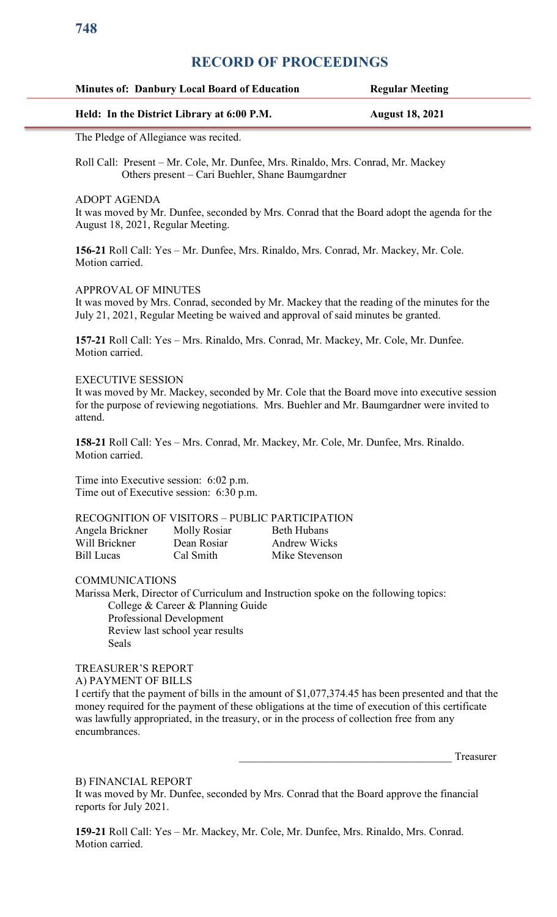# RECORD OF PROCEEDINGS

| **Minutes of: Danbury Local Board of Education** | **Regular Meeting** |
|---|---|
| **Held: In the District Library at 6:00 P.M.** | **August 18, 2021** |

The Pledge of Allegiance was recited.

Roll Call: Present – Mr. Cole, Mr. Dunfee, Mrs. Rinaldo, Mrs. Conrad, Mr. Mackey
Others present – Cari Buehler, Shane Baumgardner

ADOPT AGENDA
It was moved by Mr. Dunfee, seconded by Mrs. Conrad that the Board adopt the agenda for the August 18, 2021, Regular Meeting.

**156-21** Roll Call: Yes – Mr. Dunfee, Mrs. Rinaldo, Mrs. Conrad, Mr. Mackey, Mr. Cole.
Motion carried.

APPROVAL OF MINUTES
It was moved by Mrs. Conrad, seconded by Mr. Mackey that the reading of the minutes for the July 21, 2021, Regular Meeting be waived and approval of said minutes be granted.

**157-21** Roll Call: Yes – Mrs. Rinaldo, Mrs. Conrad, Mr. Mackey, Mr. Cole, Mr. Dunfee.
Motion carried.

EXECUTIVE SESSION
It was moved by Mr. Mackey, seconded by Mr. Cole that the Board move into executive session for the purpose of reviewing negotiations. Mrs. Buehler and Mr. Baumgardner were invited to attend.

**158-21** Roll Call: Yes – Mrs. Conrad, Mr. Mackey, Mr. Cole, Mr. Dunfee, Mrs. Rinaldo.
Motion carried.

Time into Executive session: 6:02 p.m.
Time out of Executive session: 6:30 p.m.

RECOGNITION OF VISITORS – PUBLIC PARTICIPATION

| | | |
|---|---|---|
| Angela Brickner | Molly Rosiar | Beth Hubans |
| Will Brickner | Dean Rosiar | Andrew Wicks |
| Bill Lucas | Cal Smith | Mike Stevenson |

COMMUNICATIONS
Marissa Merk, Director of Curriculum and Instruction spoke on the following topics:

- College & Career & Planning Guide
- Professional Development
- Review last school year results
- Seals

TREASURER'S REPORT
A) PAYMENT OF BILLS
I certify that the payment of bills in the amount of $1,077,374.45 has been presented and that the money required for the payment of these obligations at the time of execution of this certificate was lawfully appropriated, in the treasury, or in the process of collection free from any encumbrances.

_______________________________________ Treasurer

B) FINANCIAL REPORT
It was moved by Mr. Dunfee, seconded by Mrs. Conrad that the Board approve the financial reports for July 2021.

**159-21** Roll Call: Yes – Mr. Mackey, Mr. Cole, Mr. Dunfee, Mrs. Rinaldo, Mrs. Conrad.
Motion carried.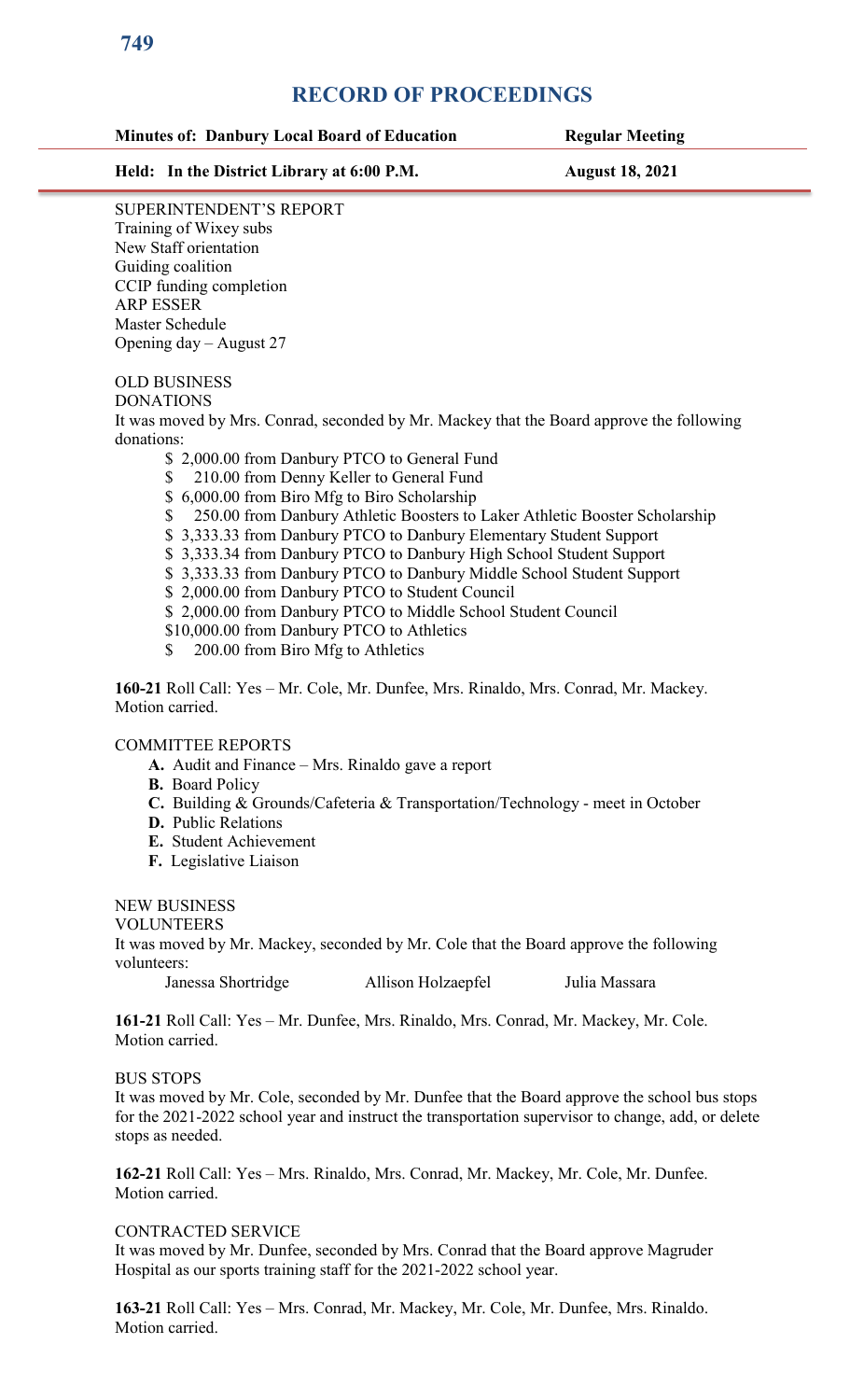# RECORD OF PROCEEDINGS

**Minutes of: Danbury Local Board of Education** **Regular Meeting**

**Held: In the District Library at 6:00 P.M.** **August 18, 2021**

SUPERINTENDENT'S REPORT
Training of Wixey subs
New Staff orientation
Guiding coalition
CCIP funding completion
ARP ESSER
Master Schedule
Opening day – August 27

OLD BUSINESS
DONATIONS
It was moved by Mrs. Conrad, seconded by Mr. Mackey that the Board approve the following donations:

- $ 2,000.00 from Danbury PTCO to General Fund
- $ 210.00 from Denny Keller to General Fund
- $ 6,000.00 from Biro Mfg to Biro Scholarship
- $ 250.00 from Danbury Athletic Boosters to Laker Athletic Booster Scholarship
- $ 3,333.33 from Danbury PTCO to Danbury Elementary Student Support
- $ 3,333.34 from Danbury PTCO to Danbury High School Student Support
- $ 3,333.33 from Danbury PTCO to Danbury Middle School Student Support
- $ 2,000.00 from Danbury PTCO to Student Council
- $ 2,000.00 from Danbury PTCO to Middle School Student Council
- $10,000.00 from Danbury PTCO to Athletics
- $ 200.00 from Biro Mfg to Athletics

**160-21** Roll Call: Yes – Mr. Cole, Mr. Dunfee, Mrs. Rinaldo, Mrs. Conrad, Mr. Mackey. Motion carried.

COMMITTEE REPORTS

- **A.** Audit and Finance – Mrs. Rinaldo gave a report
- **B.** Board Policy
- **C.** Building & Grounds/Cafeteria & Transportation/Technology - meet in October
- **D.** Public Relations
- **E.** Student Achievement
- **F.** Legislative Liaison

NEW BUSINESS
VOLUNTEERS
It was moved by Mr. Mackey, seconded by Mr. Cole that the Board approve the following volunteers:

Janessa Shortridge  Allison Holzaepfel  Julia Massara

**161-21** Roll Call: Yes – Mr. Dunfee, Mrs. Rinaldo, Mrs. Conrad, Mr. Mackey, Mr. Cole. Motion carried.

BUS STOPS
It was moved by Mr. Cole, seconded by Mr. Dunfee that the Board approve the school bus stops for the 2021-2022 school year and instruct the transportation supervisor to change, add, or delete stops as needed.

**162-21** Roll Call: Yes – Mrs. Rinaldo, Mrs. Conrad, Mr. Mackey, Mr. Cole, Mr. Dunfee. Motion carried.

CONTRACTED SERVICE
It was moved by Mr. Dunfee, seconded by Mrs. Conrad that the Board approve Magruder Hospital as our sports training staff for the 2021-2022 school year.

**163-21** Roll Call: Yes – Mrs. Conrad, Mr. Mackey, Mr. Cole, Mr. Dunfee, Mrs. Rinaldo. Motion carried.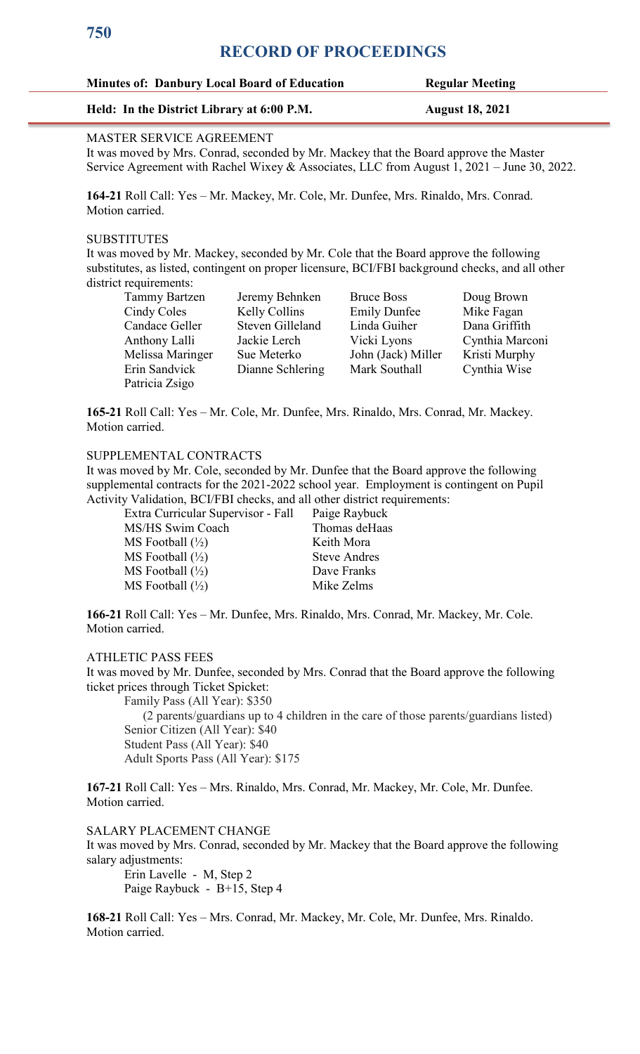# RECORD OF PROCEEDINGS

| Minutes of: Danbury Local Board of Education | Regular Meeting |
|---|---|
| Held: In the District Library at 6:00 P.M. | August 18, 2021 |

MASTER SERVICE AGREEMENT
It was moved by Mrs. Conrad, seconded by Mr. Mackey that the Board approve the Master Service Agreement with Rachel Wixey & Associates, LLC from August 1, 2021 – June 30, 2022.

**164-21** Roll Call: Yes – Mr. Mackey, Mr. Cole, Mr. Dunfee, Mrs. Rinaldo, Mrs. Conrad. Motion carried.

SUBSTITUTES
It was moved by Mr. Mackey, seconded by Mr. Cole that the Board approve the following substitutes, as listed, contingent on proper licensure, BCI/FBI background checks, and all other district requirements:

| | | | |
|---|---|---|---|
| Tammy Bartzen | Jeremy Behnken | Bruce Boss | Doug Brown |
| Cindy Coles | Kelly Collins | Emily Dunfee | Mike Fagan |
| Candace Geller | Steven Gilleland | Linda Guiher | Dana Griffith |
| Anthony Lalli | Jackie Lerch | Vicki Lyons | Cynthia Marconi |
| Melissa Maringer | Sue Meterko | John (Jack) Miller | Kristi Murphy |
| Erin Sandvick | Dianne Schlering | Mark Southall | Cynthia Wise |
| Patricia Zsigo | | | |

**165-21** Roll Call: Yes – Mr. Cole, Mr. Dunfee, Mrs. Rinaldo, Mrs. Conrad, Mr. Mackey. Motion carried.

SUPPLEMENTAL CONTRACTS
It was moved by Mr. Cole, seconded by Mr. Dunfee that the Board approve the following supplemental contracts for the 2021-2022 school year. Employment is contingent on Pupil Activity Validation, BCI/FBI checks, and all other district requirements:

| | |
|---|---|
| Extra Curricular Supervisor - Fall | Paige Raybuck |
| MS/HS Swim Coach | Thomas deHaas |
| MS Football (½) | Keith Mora |
| MS Football (½) | Steve Andres |
| MS Football (½) | Dave Franks |
| MS Football (½) | Mike Zelms |

**166-21** Roll Call: Yes – Mr. Dunfee, Mrs. Rinaldo, Mrs. Conrad, Mr. Mackey, Mr. Cole. Motion carried.

ATHLETIC PASS FEES
It was moved by Mr. Dunfee, seconded by Mrs. Conrad that the Board approve the following ticket prices through Ticket Spicket:

Family Pass (All Year): $350
(2 parents/guardians up to 4 children in the care of those parents/guardians listed)
Senior Citizen (All Year): $40
Student Pass (All Year): $40
Adult Sports Pass (All Year): $175

**167-21** Roll Call: Yes – Mrs. Rinaldo, Mrs. Conrad, Mr. Mackey, Mr. Cole, Mr. Dunfee. Motion carried.

SALARY PLACEMENT CHANGE
It was moved by Mrs. Conrad, seconded by Mr. Mackey that the Board approve the following salary adjustments:

Erin Lavelle - M, Step 2
Paige Raybuck - B+15, Step 4

**168-21** Roll Call: Yes – Mrs. Conrad, Mr. Mackey, Mr. Cole, Mr. Dunfee, Mrs. Rinaldo. Motion carried.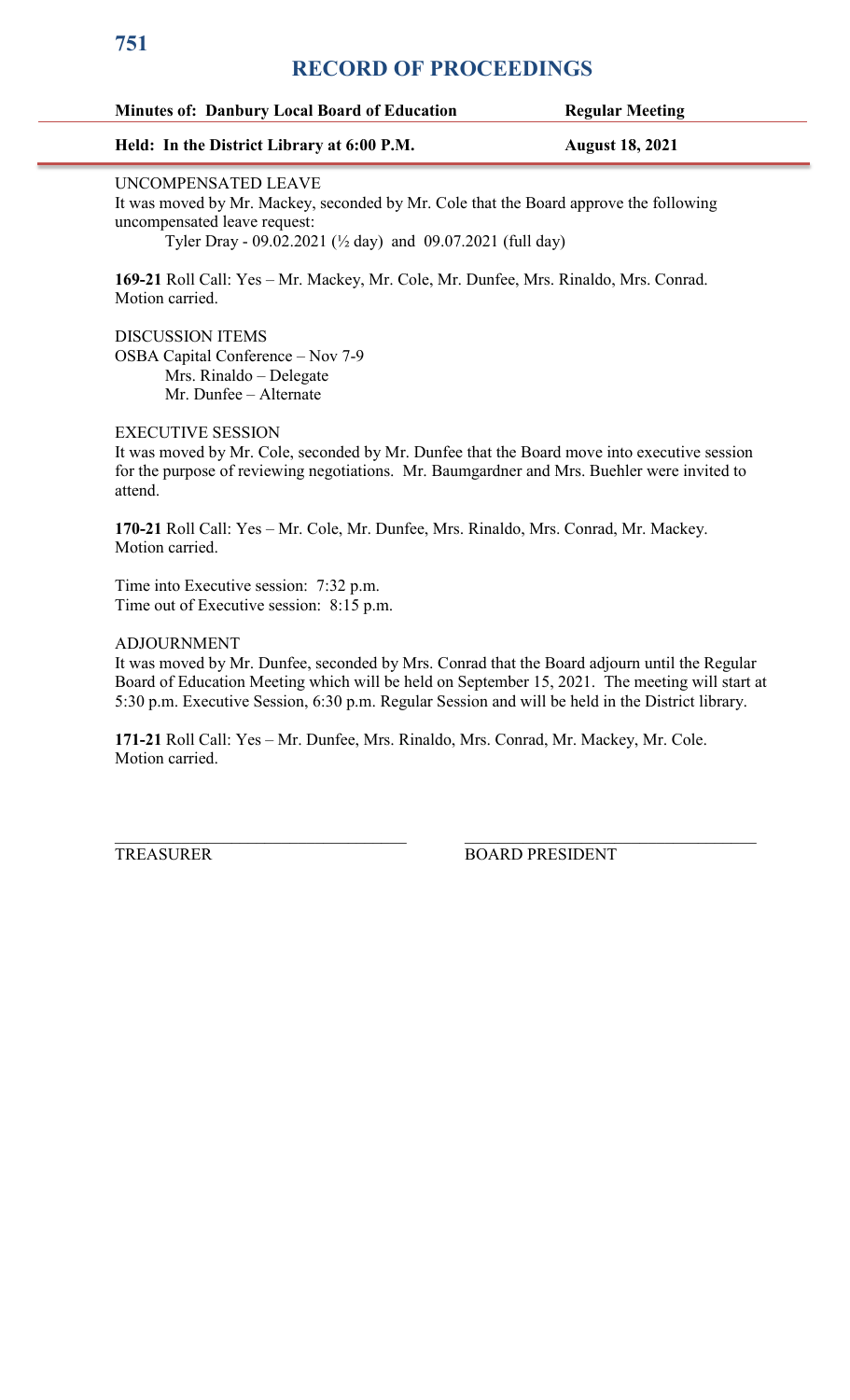# RECORD OF PROCEEDINGS

| **Minutes of: Danbury Local Board of Education** | **Regular Meeting** |
|---|---|
| **Held: In the District Library at 6:00 P.M.** | **August 18, 2021** |

UNCOMPENSATED LEAVE

It was moved by Mr. Mackey, seconded by Mr. Cole that the Board approve the following uncompensated leave request:

Tyler Dray - 09.02.2021 (½ day) and 09.07.2021 (full day)

**169-21** Roll Call: Yes – Mr. Mackey, Mr. Cole, Mr. Dunfee, Mrs. Rinaldo, Mrs. Conrad. Motion carried.

DISCUSSION ITEMS

OSBA Capital Conference – Nov 7-9

Mrs. Rinaldo – Delegate
Mr. Dunfee – Alternate

EXECUTIVE SESSION

It was moved by Mr. Cole, seconded by Mr. Dunfee that the Board move into executive session for the purpose of reviewing negotiations. Mr. Baumgardner and Mrs. Buehler were invited to attend.

**170-21** Roll Call: Yes – Mr. Cole, Mr. Dunfee, Mrs. Rinaldo, Mrs. Conrad, Mr. Mackey. Motion carried.

Time into Executive session: 7:32 p.m.
Time out of Executive session: 8:15 p.m.

ADJOURNMENT

It was moved by Mr. Dunfee, seconded by Mrs. Conrad that the Board adjourn until the Regular Board of Education Meeting which will be held on September 15, 2021. The meeting will start at 5:30 p.m. Executive Session, 6:30 p.m. Regular Session and will be held in the District library.

**171-21** Roll Call: Yes – Mr. Dunfee, Mrs. Rinaldo, Mrs. Conrad, Mr. Mackey, Mr. Cole. Motion carried.

\_\_\_\_\_\_\_\_\_\_\_\_\_\_\_\_\_\_\_\_\_\_\_\_\_\_\_\_\_\_\_\_\_\_\_\_ \_\_\_\_\_\_\_\_\_\_\_\_\_\_\_\_\_\_\_\_\_\_\_\_\_\_\_\_\_\_\_\_\_\_\_\_

TREASURER BOARD PRESIDENT